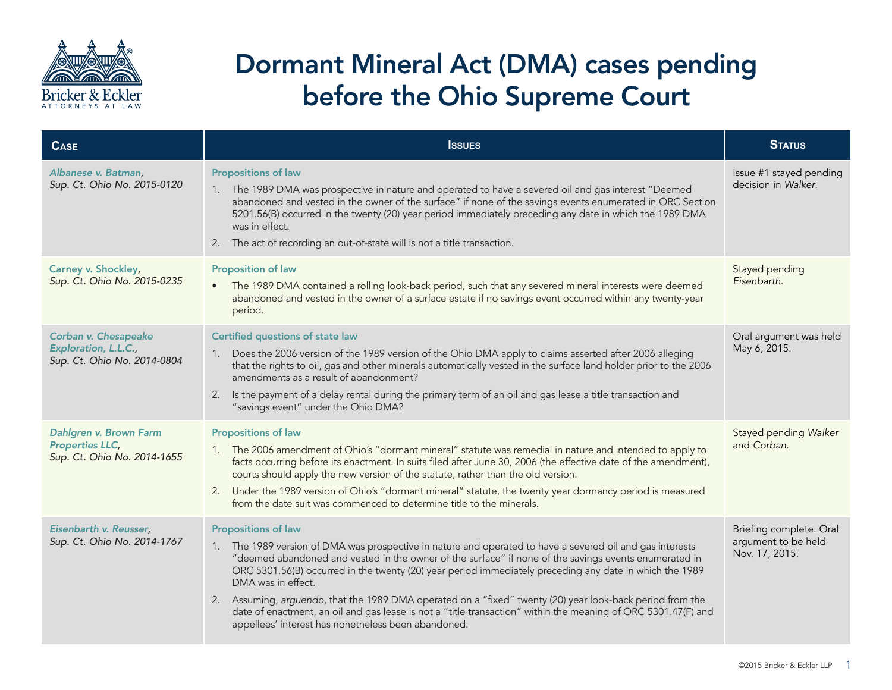# Dormant Mineral Act (DMA) cases pending before the Ohio Supreme Court

| Case | Issues | Status |
|---|---|---|
| *Albanese v. Batman*, *Sup. Ct. Ohio No. 2015-0120* | **Propositions of law**<br>1. The 1989 DMA was prospective in nature and operated to have a severed oil and gas interest "Deemed abandoned and vested in the owner of the surface" if none of the savings events enumerated in ORC Section 5201.56(B) occurred in the twenty (20) year period immediately preceding any date in which the 1989 DMA was in effect.<br>2. The act of recording an out-of-state will is not a title transaction. | Issue #1 stayed pending decision in *Walker*. |
| Carney v. Shockley, *Sup. Ct. Ohio No. 2015-0235* | **Proposition of law**<br>• The 1989 DMA contained a rolling look-back period, such that any severed mineral interests were deemed abandoned and vested in the owner of a surface estate if no savings event occurred within any twenty-year period. | Stayed pending *Eisenbarth*. |
| *Corban v. Chesapeake Exploration, L.L.C.*, *Sup. Ct. Ohio No. 2014-0804* | **Certified questions of state law**<br>1. Does the 2006 version of the 1989 version of the Ohio DMA apply to claims asserted after 2006 alleging that the rights to oil, gas and other minerals automatically vested in the surface land holder prior to the 2006 amendments as a result of abandonment?<br>2. Is the payment of a delay rental during the primary term of an oil and gas lease a title transaction and "savings event" under the Ohio DMA? | Oral argument was held May 6, 2015. |
| *Dahlgren v. Brown Farm Properties LLC*, *Sup. Ct. Ohio No. 2014-1655* | **Propositions of law**<br>1. The 2006 amendment of Ohio's "dormant mineral" statute was remedial in nature and intended to apply to facts occurring before its enactment. In suits filed after June 30, 2006 (the effective date of the amendment), courts should apply the new version of the statute, rather than the old version.<br>2. Under the 1989 version of Ohio's "dormant mineral" statute, the twenty year dormancy period is measured from the date suit was commenced to determine title to the minerals. | Stayed pending *Walker* and *Corban*. |
| *Eisenbarth v. Reusser*, *Sup. Ct. Ohio No. 2014-1767* | **Propositions of law**<br>1. The 1989 version of DMA was prospective in nature and operated to have a severed oil and gas interests "deemed abandoned and vested in the owner of the surface" if none of the savings events enumerated in ORC 5301.56(B) occurred in the twenty (20) year period immediately preceding <u>any date</u> in which the 1989 DMA was in effect.<br>2. Assuming, *arguendo*, that the 1989 DMA operated on a "fixed" twenty (20) year look-back period from the date of enactment, an oil and gas lease is not a "title transaction" within the meaning of ORC 5301.47(F) and appellees' interest has nonetheless been abandoned. | Briefing complete. Oral argument to be held Nov. 17, 2015. |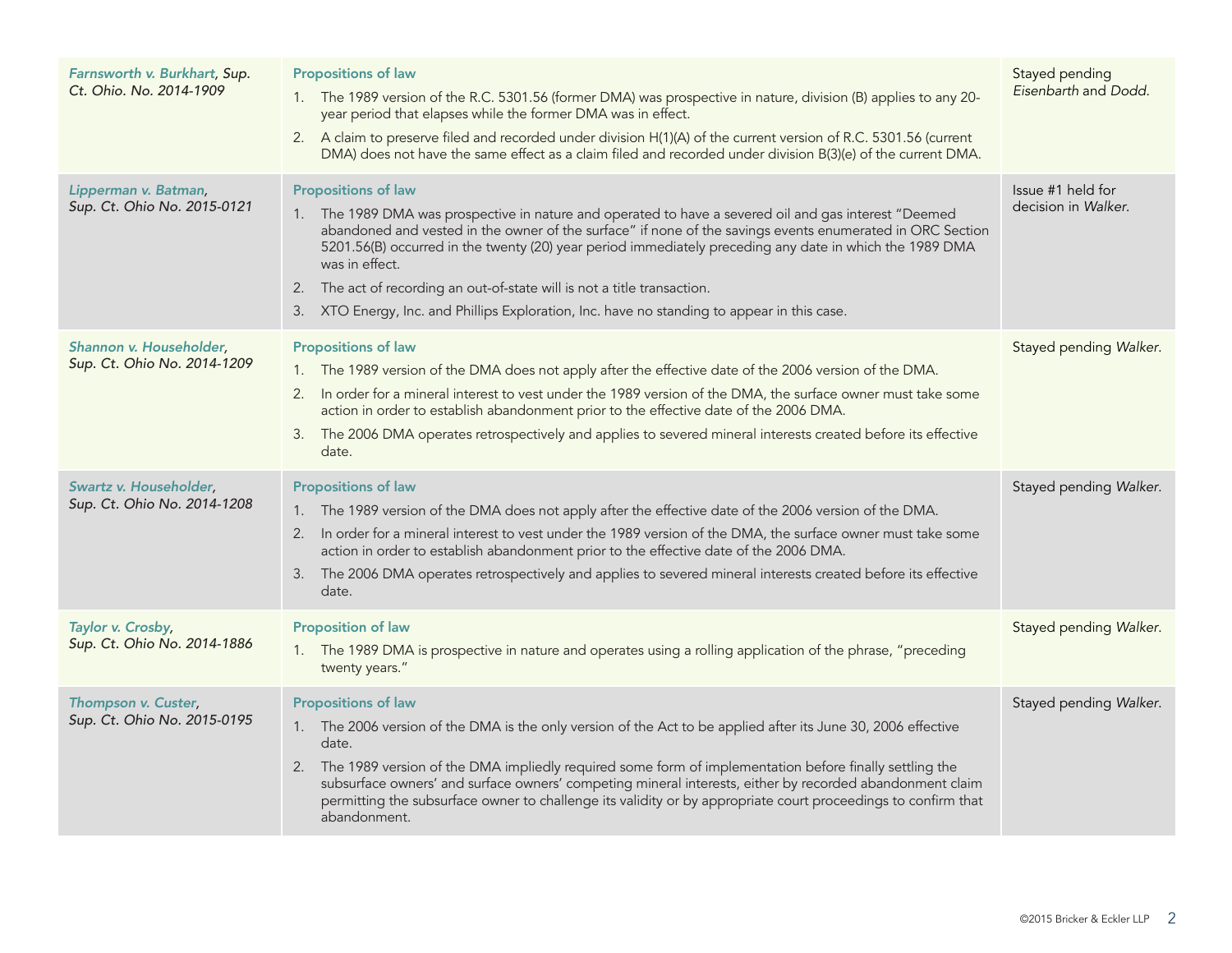| | | |
|---|---|---|
| *Farnsworth v. Burkhart, Sup. Ct. Ohio. No. 2014-1909* | **Propositions of law**<br>1. The 1989 version of the R.C. 5301.56 (former DMA) was prospective in nature, division (B) applies to any 20-year period that elapses while the former DMA was in effect.<br>2. A claim to preserve filed and recorded under division H(1)(A) of the current version of R.C. 5301.56 (current DMA) does not have the same effect as a claim filed and recorded under division B(3)(e) of the current DMA. | Stayed pending *Eisenbarth* and *Dodd.* |
| *Lipperman v. Batman, Sup. Ct. Ohio No. 2015-0121* | **Propositions of law**<br>1. The 1989 DMA was prospective in nature and operated to have a severed oil and gas interest "Deemed abandoned and vested in the owner of the surface" if none of the savings events enumerated in ORC Section 5201.56(B) occurred in the twenty (20) year period immediately preceding any date in which the 1989 DMA was in effect.<br>2. The act of recording an out-of-state will is not a title transaction.<br>3. XTO Energy, Inc. and Phillips Exploration, Inc. have no standing to appear in this case. | Issue #1 held for decision in *Walker.* |
| *Shannon v. Householder, Sup. Ct. Ohio No. 2014-1209* | **Propositions of law**<br>1. The 1989 version of the DMA does not apply after the effective date of the 2006 version of the DMA.<br>2. In order for a mineral interest to vest under the 1989 version of the DMA, the surface owner must take some action in order to establish abandonment prior to the effective date of the 2006 DMA.<br>3. The 2006 DMA operates retrospectively and applies to severed mineral interests created before its effective date. | Stayed pending *Walker.* |
| *Swartz v. Householder, Sup. Ct. Ohio No. 2014-1208* | **Propositions of law**<br>1. The 1989 version of the DMA does not apply after the effective date of the 2006 version of the DMA.<br>2. In order for a mineral interest to vest under the 1989 version of the DMA, the surface owner must take some action in order to establish abandonment prior to the effective date of the 2006 DMA.<br>3. The 2006 DMA operates retrospectively and applies to severed mineral interests created before its effective date. | Stayed pending *Walker.* |
| *Taylor v. Crosby, Sup. Ct. Ohio No. 2014-1886* | **Proposition of law**<br>1. The 1989 DMA is prospective in nature and operates using a rolling application of the phrase, "preceding twenty years." | Stayed pending *Walker.* |
| *Thompson v. Custer, Sup. Ct. Ohio No. 2015-0195* | **Propositions of law**<br>1. The 2006 version of the DMA is the only version of the Act to be applied after its June 30, 2006 effective date.<br>2. The 1989 version of the DMA impliedly required some form of implementation before finally settling the subsurface owners' and surface owners' competing mineral interests, either by recorded abandonment claim permitting the subsurface owner to challenge its validity or by appropriate court proceedings to confirm that abandonment. | Stayed pending *Walker.* |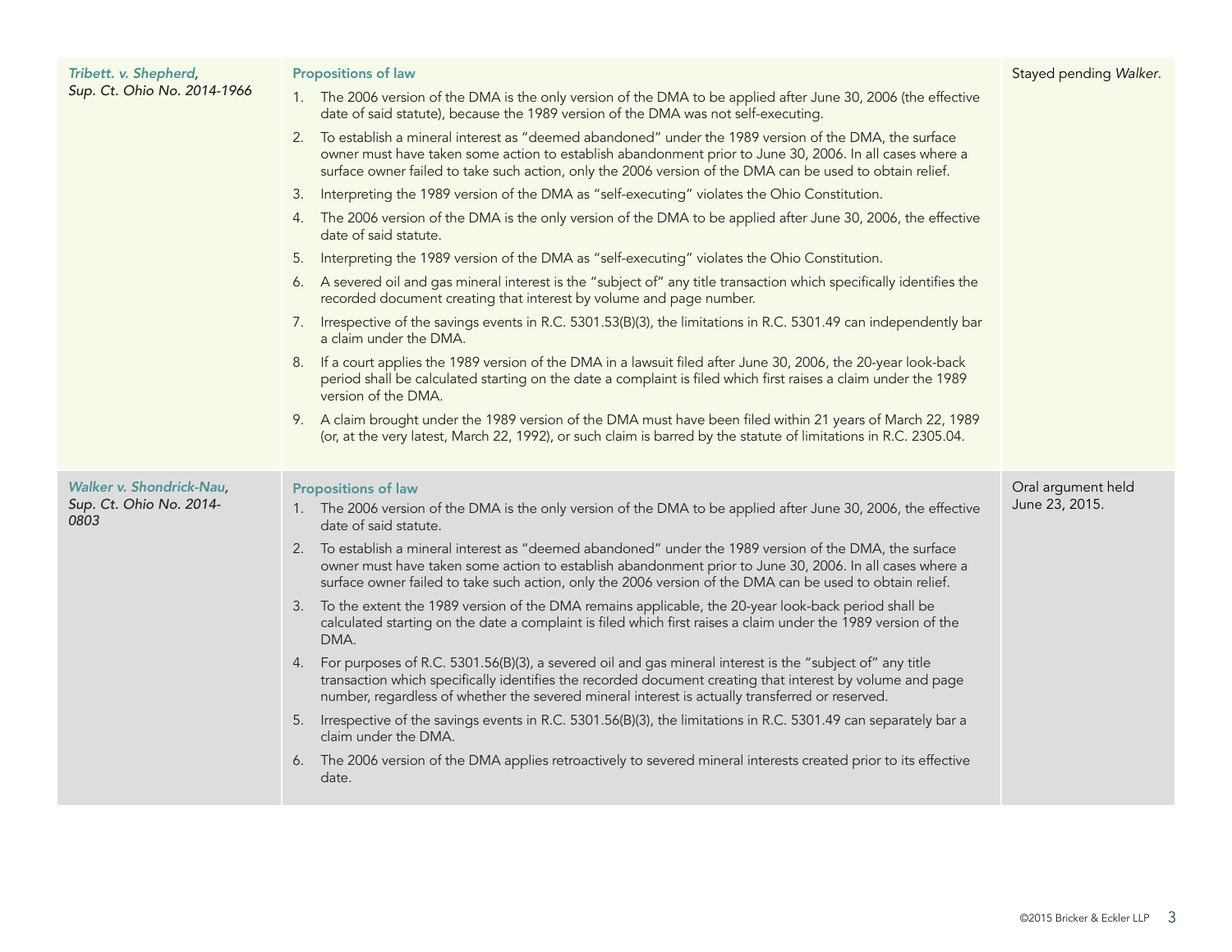| | | |
|---|---|---|
| *Tribett. v. Shepherd*, *Sup. Ct. Ohio No. 2014-1966* | **Propositions of law**<br>1. The 2006 version of the DMA is the only version of the DMA to be applied after June 30, 2006 (the effective date of said statute), because the 1989 version of the DMA was not self-executing.<br>2. To establish a mineral interest as "deemed abandoned" under the 1989 version of the DMA, the surface owner must have taken some action to establish abandonment prior to June 30, 2006. In all cases where a surface owner failed to take such action, only the 2006 version of the DMA can be used to obtain relief.<br>3. Interpreting the 1989 version of the DMA as "self-executing" violates the Ohio Constitution.<br>4. The 2006 version of the DMA is the only version of the DMA to be applied after June 30, 2006, the effective date of said statute.<br>5. Interpreting the 1989 version of the DMA as "self-executing" violates the Ohio Constitution.<br>6. A severed oil and gas mineral interest is the "subject of" any title transaction which specifically identifies the recorded document creating that interest by volume and page number.<br>7. Irrespective of the savings events in R.C. 5301.53(B)(3), the limitations in R.C. 5301.49 can independently bar a claim under the DMA.<br>8. If a court applies the 1989 version of the DMA in a lawsuit filed after June 30, 2006, the 20-year look-back period shall be calculated starting on the date a complaint is filed which first raises a claim under the 1989 version of the DMA.<br>9. A claim brought under the 1989 version of the DMA must have been filed within 21 years of March 22, 1989 (or, at the very latest, March 22, 1992), or such claim is barred by the statute of limitations in R.C. 2305.04. | Stayed pending *Walker*. |
| *Walker v. Shondrick-Nau*, *Sup. Ct. Ohio No. 2014-0803* | **Propositions of law**<br>1. The 2006 version of the DMA is the only version of the DMA to be applied after June 30, 2006, the effective date of said statute.<br>2. To establish a mineral interest as "deemed abandoned" under the 1989 version of the DMA, the surface owner must have taken some action to establish abandonment prior to June 30, 2006. In all cases where a surface owner failed to take such action, only the 2006 version of the DMA can be used to obtain relief.<br>3. To the extent the 1989 version of the DMA remains applicable, the 20-year look-back period shall be calculated starting on the date a complaint is filed which first raises a claim under the 1989 version of the DMA.<br>4. For purposes of R.C. 5301.56(B)(3), a severed oil and gas mineral interest is the "subject of" any title transaction which specifically identifies the recorded document creating that interest by volume and page number, regardless of whether the severed mineral interest is actually transferred or reserved.<br>5. Irrespective of the savings events in R.C. 5301.56(B)(3), the limitations in R.C. 5301.49 can separately bar a claim under the DMA.<br>6. The 2006 version of the DMA applies retroactively to severed mineral interests created prior to its effective date. | Oral argument held June 23, 2015. |

©2015 Bricker & Eckler LLP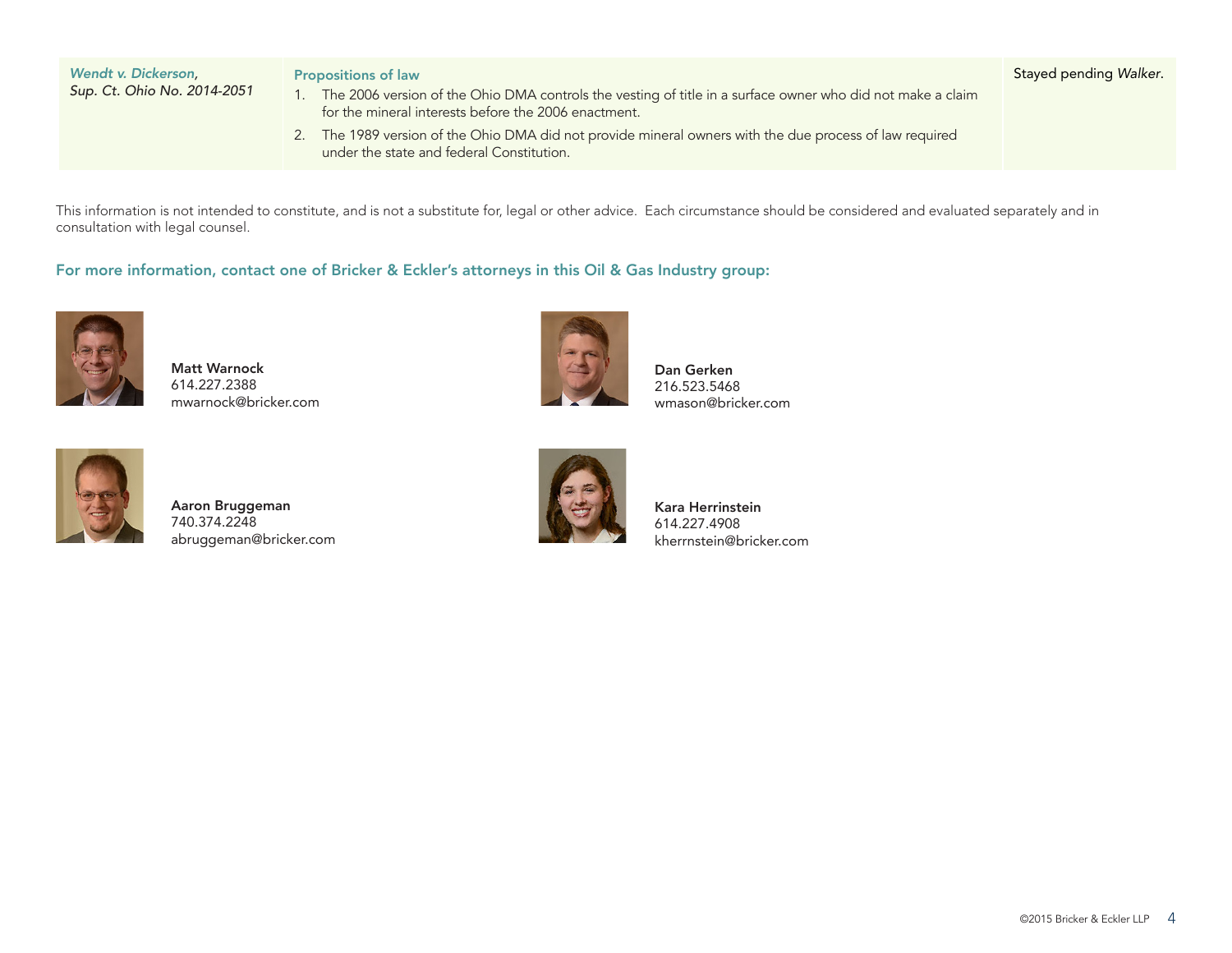| | | |
|---|---|---|
| *Wendt v. Dickerson*, *Sup. Ct. Ohio No. 2014-2051* | **Propositions of law**<br>1. The 2006 version of the Ohio DMA controls the vesting of title in a surface owner who did not make a claim for the mineral interests before the 2006 enactment.<br>2. The 1989 version of the Ohio DMA did not provide mineral owners with the due process of law required under the state and federal Constitution. | Stayed pending *Walker*. |

This information is not intended to constitute, and is not a substitute for, legal or other advice. Each circumstance should be considered and evaluated separately and in consultation with legal counsel.

### For more information, contact one of Bricker & Eckler's attorneys in this Oil & Gas Industry group:

**Matt Warnock**
614.227.2388
mwarnock@bricker.com

**Dan Gerken**
216.523.5468
wmason@bricker.com

**Aaron Bruggeman**
740.374.2248
abruggeman@bricker.com

**Kara Herrnstein**
614.227.4908
kherrnstein@bricker.com

©2015 Bricker & Eckler LLP